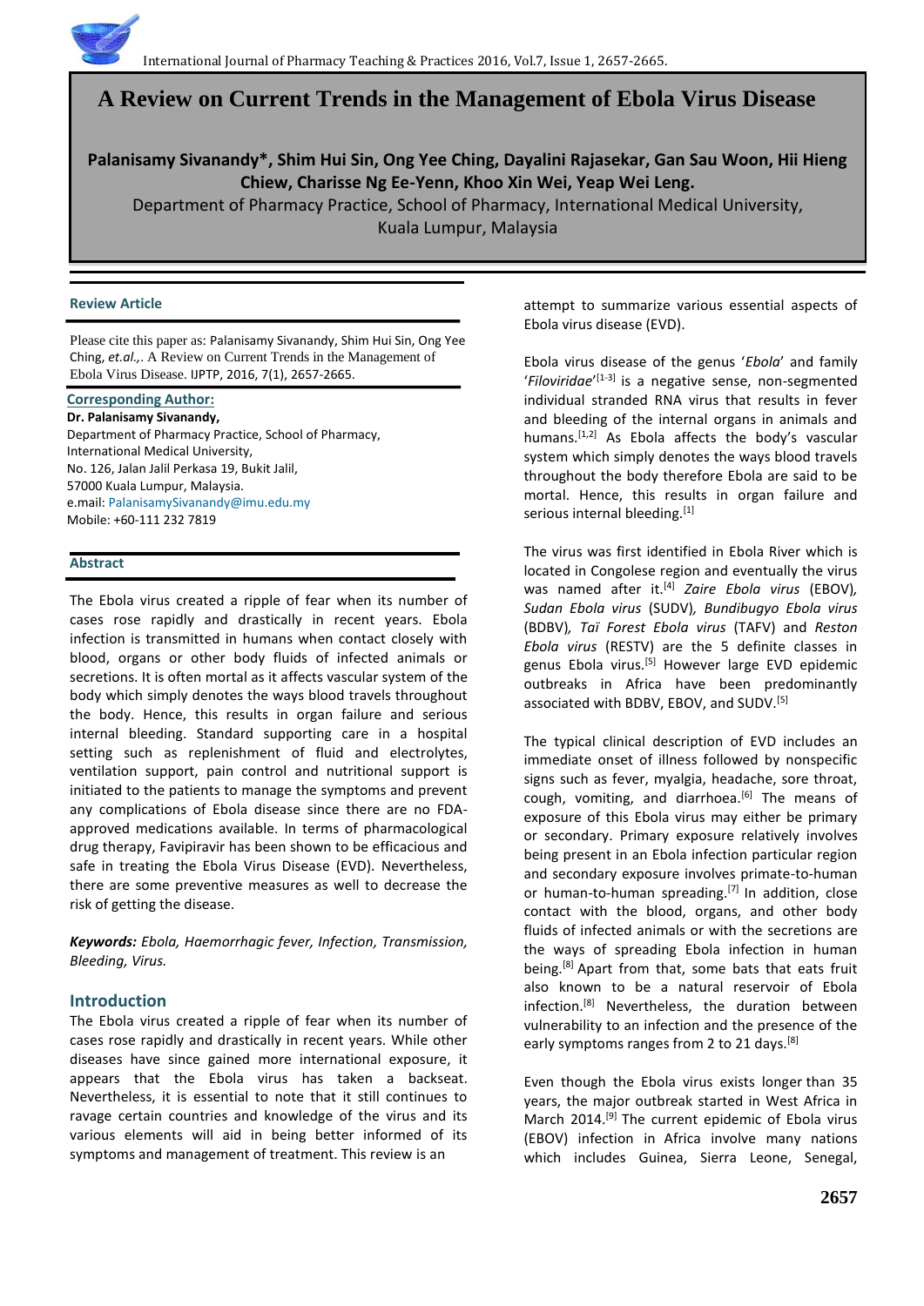# A Review on Current Trends in the Management of Ebola Virus Disease

**Palanisamy Sivanandy*, Shim Hui Sin, Ong Yee Ching, Dayalini Rajasekar, Gan Sau Woon, Hii Hieng Chiew, Charisse Ng Ee-Yenn, Khoo Xin Wei, Yeap Wei Leng.**

Department of Pharmacy Practice, School of Pharmacy, International Medical University, Kuala Lumpur, Malaysia

**Review Article**

Please cite this paper as: Palanisamy Sivanandy, Shim Hui Sin, Ong Yee Ching, *et.al.,*. A Review on Current Trends in the Management of Ebola Virus Disease. IJPTP, 2016, 7(1), 2657-2665.

**Corresponding Author:**

**Dr. Palanisamy Sivanandy,**
Department of Pharmacy Practice, School of Pharmacy,
International Medical University,
No. 126, Jalan Jalil Perkasa 19, Bukit Jalil,
57000 Kuala Lumpur, Malaysia.
e.mail: PalanisamySivanandy@imu.edu.my
Mobile: +60-111 232 7819

## Abstract

The Ebola virus created a ripple of fear when its number of cases rose rapidly and drastically in recent years. Ebola infection is transmitted in humans when contact closely with blood, organs or other body fluids of infected animals or secretions. It is often mortal as it affects vascular system of the body which simply denotes the ways blood travels throughout the body. Hence, this results in organ failure and serious internal bleeding. Standard supporting care in a hospital setting such as replenishment of fluid and electrolytes, ventilation support, pain control and nutritional support is initiated to the patients to manage the symptoms and prevent any complications of Ebola disease since there are no FDA-approved medications available. In terms of pharmacological drug therapy, Favipiravir has been shown to be efficacious and safe in treating the Ebola Virus Disease (EVD). Nevertheless, there are some preventive measures as well to decrease the risk of getting the disease.

***Keywords:*** *Ebola, Haemorrhagic fever, Infection, Transmission, Bleeding, Virus.*

## Introduction

The Ebola virus created a ripple of fear when its number of cases rose rapidly and drastically in recent years. While other diseases have since gained more international exposure, it appears that the Ebola virus has taken a backseat. Nevertheless, it is essential to note that it still continues to ravage certain countries and knowledge of the virus and its various elements will aid in being better informed of its symptoms and management of treatment. This review is an attempt to summarize various essential aspects of Ebola virus disease (EVD).

Ebola virus disease of the genus '*Ebola*' and family '*Filoviridae*'[1-3] is a negative sense, non-segmented individual stranded RNA virus that results in fever and bleeding of the internal organs in animals and humans.[1,2] As Ebola affects the body's vascular system which simply denotes the ways blood travels throughout the body therefore Ebola are said to be mortal. Hence, this results in organ failure and serious internal bleeding.[1]

The virus was first identified in Ebola River which is located in Congolese region and eventually the virus was named after it.[4] *Zaire Ebola virus* (EBOV)*, Sudan Ebola virus* (SUDV)*, Bundibugyo Ebola virus* (BDBV)*, Taï Forest Ebola virus* (TAFV) and *Reston Ebola virus* (RESTV) are the 5 definite classes in genus Ebola virus.[5] However large EVD epidemic outbreaks in Africa have been predominantly associated with BDBV, EBOV, and SUDV.[5]

The typical clinical description of EVD includes an immediate onset of illness followed by nonspecific signs such as fever, myalgia, headache, sore throat, cough, vomiting, and diarrhoea.[6] The means of exposure of this Ebola virus may either be primary or secondary. Primary exposure relatively involves being present in an Ebola infection particular region and secondary exposure involves primate-to-human or human-to-human spreading.[7] In addition, close contact with the blood, organs, and other body fluids of infected animals or with the secretions are the ways of spreading Ebola infection in human being.[8] Apart from that, some bats that eats fruit also known to be a natural reservoir of Ebola infection.[8] Nevertheless, the duration between vulnerability to an infection and the presence of the early symptoms ranges from 2 to 21 days.[8]

Even though the Ebola virus exists longer than 35 years, the major outbreak started in West Africa in March 2014.[9] The current epidemic of Ebola virus (EBOV) infection in Africa involve many nations which includes Guinea, Sierra Leone, Senegal,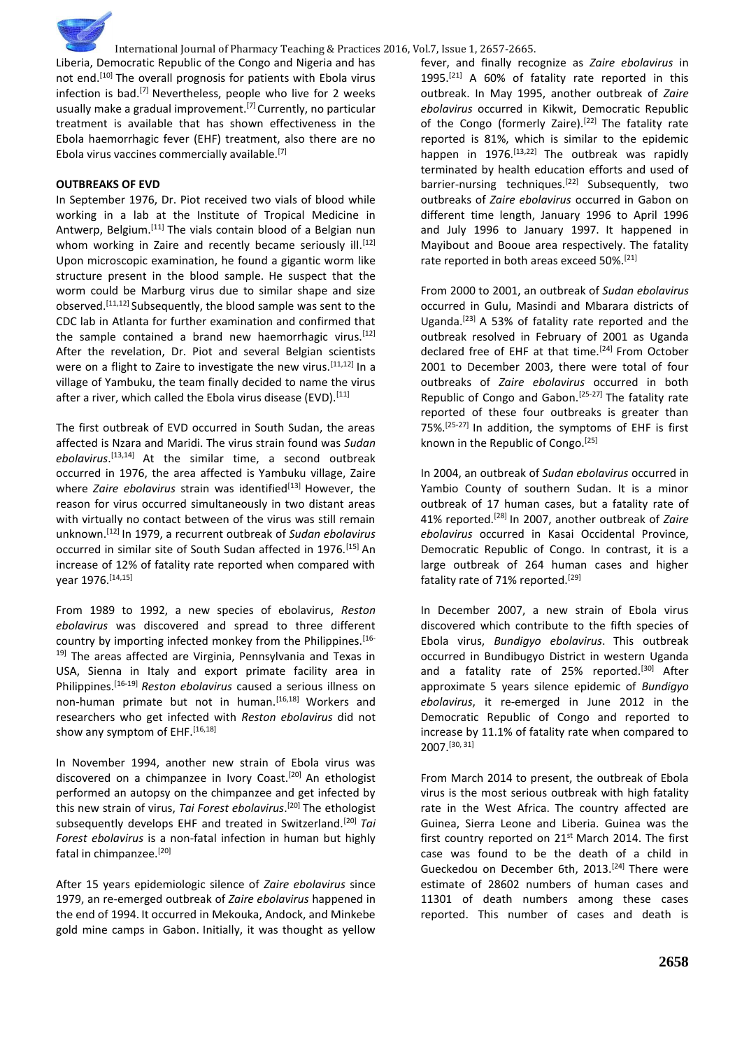Liberia, Democratic Republic of the Congo and Nigeria and has not end.[10] The overall prognosis for patients with Ebola virus infection is bad.[7] Nevertheless, people who live for 2 weeks usually make a gradual improvement.[7] Currently, no particular treatment is available that has shown effectiveness in the Ebola haemorrhagic fever (EHF) treatment, also there are no Ebola virus vaccines commercially available.[7]

**OUTBREAKS OF EVD**

In September 1976, Dr. Piot received two vials of blood while working in a lab at the Institute of Tropical Medicine in Antwerp, Belgium.[11] The vials contain blood of a Belgian nun whom working in Zaire and recently became seriously ill.[12] Upon microscopic examination, he found a gigantic worm like structure present in the blood sample. He suspect that the worm could be Marburg virus due to similar shape and size observed.[11,12] Subsequently, the blood sample was sent to the CDC lab in Atlanta for further examination and confirmed that the sample contained a brand new haemorrhagic virus.[12] After the revelation, Dr. Piot and several Belgian scientists were on a flight to Zaire to investigate the new virus.[11,12] In a village of Yambuku, the team finally decided to name the virus after a river, which called the Ebola virus disease (EVD).[11]

The first outbreak of EVD occurred in South Sudan, the areas affected is Nzara and Maridi. The virus strain found was *Sudan ebolavirus*.[13,14] At the similar time, a second outbreak occurred in 1976, the area affected is Yambuku village, Zaire where *Zaire ebolavirus* strain was identified[13] However, the reason for virus occurred simultaneously in two distant areas with virtually no contact between of the virus was still remain unknown.[12] In 1979, a recurrent outbreak of *Sudan ebolavirus* occurred in similar site of South Sudan affected in 1976.[15] An increase of 12% of fatality rate reported when compared with year 1976.[14,15]

From 1989 to 1992, a new species of ebolavirus, *Reston ebolavirus* was discovered and spread to three different country by importing infected monkey from the Philippines.[16-19] The areas affected are Virginia, Pennsylvania and Texas in USA, Sienna in Italy and export primate facility area in Philippines.[16-19] *Reston ebolavirus* caused a serious illness on non-human primate but not in human.[16,18] Workers and researchers who get infected with *Reston ebolavirus* did not show any symptom of EHF.[16,18]

In November 1994, another new strain of Ebola virus was discovered on a chimpanzee in Ivory Coast.[20] An ethologist performed an autopsy on the chimpanzee and get infected by this new strain of virus, *Tai Forest ebolavirus*.[20] The ethologist subsequently develops EHF and treated in Switzerland.[20] *Tai Forest ebolavirus* is a non-fatal infection in human but highly fatal in chimpanzee.[20]

After 15 years epidemiologic silence of *Zaire ebolavirus* since 1979, an re-emerged outbreak of *Zaire ebolavirus* happened in the end of 1994. It occurred in Mekouka, Andock, and Minkebe gold mine camps in Gabon. Initially, it was thought as yellow fever, and finally recognize as *Zaire ebolavirus* in 1995.[21] A 60% of fatality rate reported in this outbreak. In May 1995, another outbreak of *Zaire ebolavirus* occurred in Kikwit, Democratic Republic of the Congo (formerly Zaire).[22] The fatality rate reported is 81%, which is similar to the epidemic happen in 1976.[13,22] The outbreak was rapidly terminated by health education efforts and used of barrier-nursing techniques.[22] Subsequently, two outbreaks of *Zaire ebolavirus* occurred in Gabon on different time length, January 1996 to April 1996 and July 1996 to January 1997. It happened in Mayibout and Booue area respectively. The fatality rate reported in both areas exceed 50%.[21]

From 2000 to 2001, an outbreak of *Sudan ebolavirus* occurred in Gulu, Masindi and Mbarara districts of Uganda.[23] A 53% of fatality rate reported and the outbreak resolved in February of 2001 as Uganda declared free of EHF at that time.[24] From October 2001 to December 2003, there were total of four outbreaks of *Zaire ebolavirus* occurred in both Republic of Congo and Gabon.[25-27] The fatality rate reported of these four outbreaks is greater than 75%.[25-27] In addition, the symptoms of EHF is first known in the Republic of Congo.[25]

In 2004, an outbreak of *Sudan ebolavirus* occurred in Yambio County of southern Sudan. It is a minor outbreak of 17 human cases, but a fatality rate of 41% reported.[28] In 2007, another outbreak of *Zaire ebolavirus* occurred in Kasai Occidental Province, Democratic Republic of Congo. In contrast, it is a large outbreak of 264 human cases and higher fatality rate of 71% reported.[29]

In December 2007, a new strain of Ebola virus discovered which contribute to the fifth species of Ebola virus, *Bundigyo ebolavirus*. This outbreak occurred in Bundibugyo District in western Uganda and a fatality rate of 25% reported.[30] After approximate 5 years silence epidemic of *Bundigyo ebolavirus*, it re-emerged in June 2012 in the Democratic Republic of Congo and reported to increase by 11.1% of fatality rate when compared to 2007.[30, 31]

From March 2014 to present, the outbreak of Ebola virus is the most serious outbreak with high fatality rate in the West Africa. The country affected are Guinea, Sierra Leone and Liberia. Guinea was the first country reported on 21st March 2014. The first case was found to be the death of a child in Gueckedou on December 6th, 2013.[24] There were estimate of 28602 numbers of human cases and 11301 of death numbers among these cases reported. This number of cases and death is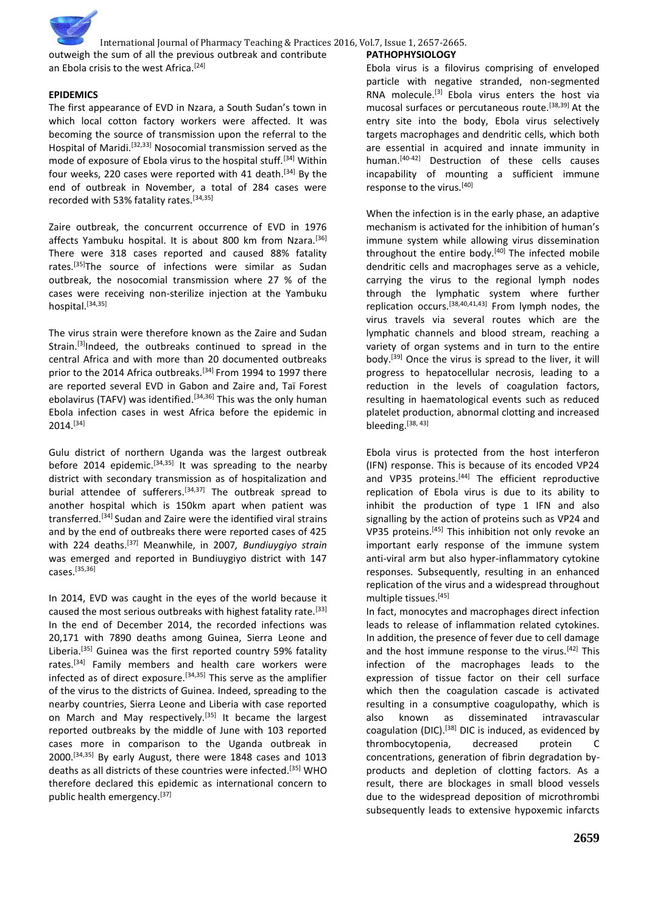outweigh the sum of all the previous outbreak and contribute an Ebola crisis to the west Africa.[24]

## EPIDEMICS

The first appearance of EVD in Nzara, a South Sudan's town in which local cotton factory workers were affected. It was becoming the source of transmission upon the referral to the Hospital of Maridi.[32,33] Nosocomial transmission served as the mode of exposure of Ebola virus to the hospital stuff.[34] Within four weeks, 220 cases were reported with 41 death.[34] By the end of outbreak in November, a total of 284 cases were recorded with 53% fatality rates.[34,35]

Zaire outbreak, the concurrent occurrence of EVD in 1976 affects Yambuku hospital. It is about 800 km from Nzara.[36] There were 318 cases reported and caused 88% fatality rates.[35]The source of infections were similar as Sudan outbreak, the nosocomial transmission where 27 % of the cases were receiving non-sterilize injection at the Yambuku hospital.[34,35]

The virus strain were therefore known as the Zaire and Sudan Strain.[3]Indeed, the outbreaks continued to spread in the central Africa and with more than 20 documented outbreaks prior to the 2014 Africa outbreaks.[34] From 1994 to 1997 there are reported several EVD in Gabon and Zaire and, Taï Forest ebolavirus (TAFV) was identified.[34,36] This was the only human Ebola infection cases in west Africa before the epidemic in 2014.[34]

Gulu district of northern Uganda was the largest outbreak before 2014 epidemic.[34,35] It was spreading to the nearby district with secondary transmission as of hospitalization and burial attendee of sufferers.[34,37] The outbreak spread to another hospital which is 150km apart when patient was transferred.[34] Sudan and Zaire were the identified viral strains and by the end of outbreaks there were reported cases of 425 with 224 deaths.[37] Meanwhile, in 2007, *Bundiuygiyo strain* was emerged and reported in Bundiuygiyo district with 147 cases.[35,36]

In 2014, EVD was caught in the eyes of the world because it caused the most serious outbreaks with highest fatality rate.[33] In the end of December 2014, the recorded infections was 20,171 with 7890 deaths among Guinea, Sierra Leone and Liberia.[35] Guinea was the first reported country 59% fatality rates.[34] Family members and health care workers were infected as of direct exposure.[34,35] This serve as the amplifier of the virus to the districts of Guinea. Indeed, spreading to the nearby countries, Sierra Leone and Liberia with case reported on March and May respectively.[35] It became the largest reported outbreaks by the middle of June with 103 reported cases more in comparison to the Uganda outbreak in 2000.[34,35] By early August, there were 1848 cases and 1013 deaths as all districts of these countries were infected.[35] WHO therefore declared this epidemic as international concern to public health emergency.[37]

## PATHOPHYSIOLOGY

Ebola virus is a filovirus comprising of enveloped particle with negative stranded, non-segmented RNA molecule.[3] Ebola virus enters the host via mucosal surfaces or percutaneous route.[38,39] At the entry site into the body, Ebola virus selectively targets macrophages and dendritic cells, which both are essential in acquired and innate immunity in human.[40-42] Destruction of these cells causes incapability of mounting a sufficient immune response to the virus.[40]

When the infection is in the early phase, an adaptive mechanism is activated for the inhibition of human's immune system while allowing virus dissemination throughout the entire body.[40] The infected mobile dendritic cells and macrophages serve as a vehicle, carrying the virus to the regional lymph nodes through the lymphatic system where further replication occurs.[38,40,41,43] From lymph nodes, the virus travels via several routes which are the lymphatic channels and blood stream, reaching a variety of organ systems and in turn to the entire body.[39] Once the virus is spread to the liver, it will progress to hepatocellular necrosis, leading to a reduction in the levels of coagulation factors, resulting in haematological events such as reduced platelet production, abnormal clotting and increased bleeding.[38, 43]

Ebola virus is protected from the host interferon (IFN) response. This is because of its encoded VP24 and VP35 proteins.[44] The efficient reproductive replication of Ebola virus is due to its ability to inhibit the production of type 1 IFN and also signalling by the action of proteins such as VP24 and VP35 proteins.[45] This inhibition not only revoke an important early response of the immune system anti-viral arm but also hyper-inflammatory cytokine responses. Subsequently, resulting in an enhanced replication of the virus and a widespread throughout multiple tissues.[45]

In fact, monocytes and macrophages direct infection leads to release of inflammation related cytokines. In addition, the presence of fever due to cell damage and the host immune response to the virus.[42] This infection of the macrophages leads to the expression of tissue factor on their cell surface which then the coagulation cascade is activated resulting in a consumptive coagulopathy, which is also known as disseminated intravascular coagulation (DIC).[38] DIC is induced, as evidenced by thrombocytopenia, decreased protein C concentrations, generation of fibrin degradation by-products and depletion of clotting factors. As a result, there are blockages in small blood vessels due to the widespread deposition of microthrombi subsequently leads to extensive hypoxemic infarcts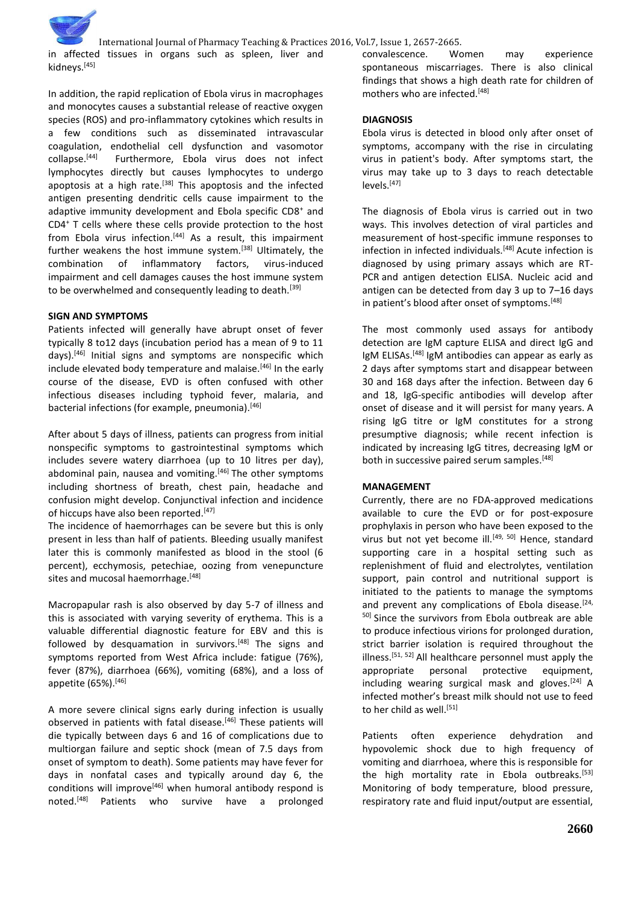in affected tissues in organs such as spleen, liver and kidneys.[45]

In addition, the rapid replication of Ebola virus in macrophages and monocytes causes a substantial release of reactive oxygen species (ROS) and pro-inflammatory cytokines which results in a few conditions such as disseminated intravascular coagulation, endothelial cell dysfunction and vasomotor collapse.[44] Furthermore, Ebola virus does not infect lymphocytes directly but causes lymphocytes to undergo apoptosis at a high rate.[38] This apoptosis and the infected antigen presenting dendritic cells cause impairment to the adaptive immunity development and Ebola specific $CD8^{+}$ and $CD4^{+}$ T cells where these cells provide protection to the host from Ebola virus infection.[44] As a result, this impairment further weakens the host immune system.[38] Ultimately, the combination of inflammatory factors, virus-induced impairment and cell damages causes the host immune system to be overwhelmed and consequently leading to death.[39]

## SIGN AND SYMPTOMS

Patients infected will generally have abrupt onset of fever typically 8 to12 days (incubation period has a mean of 9 to 11 days).[46] Initial signs and symptoms are nonspecific which include elevated body temperature and malaise.[46] In the early course of the disease, EVD is often confused with other infectious diseases including typhoid fever, malaria, and bacterial infections (for example, pneumonia).[46]

After about 5 days of illness, patients can progress from initial nonspecific symptoms to gastrointestinal symptoms which includes severe watery diarrhoea (up to 10 litres per day), abdominal pain, nausea and vomiting.[46] The other symptoms including shortness of breath, chest pain, headache and confusion might develop. Conjunctival infection and incidence of hiccups have also been reported.[47]

The incidence of haemorrhages can be severe but this is only present in less than half of patients. Bleeding usually manifest later this is commonly manifested as blood in the stool (6 percent), ecchymosis, petechiae, oozing from venepuncture sites and mucosal haemorrhage.[48]

Macropapular rash is also observed by day 5-7 of illness and this is associated with varying severity of erythema. This is a valuable differential diagnostic feature for EBV and this is followed by desquamation in survivors.[48] The signs and symptoms reported from West Africa include: fatigue (76%), fever (87%), diarrhoea (66%), vomiting (68%), and a loss of appetite (65%).[46]

A more severe clinical signs early during infection is usually observed in patients with fatal disease.[46] These patients will die typically between days 6 and 16 of complications due to multiorgan failure and septic shock (mean of 7.5 days from onset of symptom to death). Some patients may have fever for days in nonfatal cases and typically around day 6, the conditions will improve[46] when humoral antibody respond is noted.[48] Patients who survive have a prolonged convalescence. Women may experience spontaneous miscarriages. There is also clinical findings that shows a high death rate for children of mothers who are infected.[48]

## DIAGNOSIS

Ebola virus is detected in blood only after onset of symptoms, accompany with the rise in circulating virus in patient's body. After symptoms start, the virus may take up to 3 days to reach detectable levels.[47]

The diagnosis of Ebola virus is carried out in two ways. This involves detection of viral particles and measurement of host-specific immune responses to infection in infected individuals.[48] Acute infection is diagnosed by using primary assays which are RT-PCR and antigen detection ELISA. Nucleic acid and antigen can be detected from day 3 up to 7–16 days in patient's blood after onset of symptoms.[48]

The most commonly used assays for antibody detection are IgM capture ELISA and direct IgG and IgM ELISAs.[48] IgM antibodies can appear as early as 2 days after symptoms start and disappear between 30 and 168 days after the infection. Between day 6 and 18, IgG-specific antibodies will develop after onset of disease and it will persist for many years. A rising IgG titre or IgM constitutes for a strong presumptive diagnosis; while recent infection is indicated by increasing IgG titres, decreasing IgM or both in successive paired serum samples.[48]

## MANAGEMENT

Currently, there are no FDA-approved medications available to cure the EVD or for post-exposure prophylaxis in person who have been exposed to the virus but not yet become ill.[49, 50] Hence, standard supporting care in a hospital setting such as replenishment of fluid and electrolytes, ventilation support, pain control and nutritional support is initiated to the patients to manage the symptoms and prevent any complications of Ebola disease.[24, 50] Since the survivors from Ebola outbreak are able to produce infectious virions for prolonged duration, strict barrier isolation is required throughout the illness.[51, 52] All healthcare personnel must apply the appropriate personal protective equipment, including wearing surgical mask and gloves.[24] A infected mother's breast milk should not use to feed to her child as well.[51]

Patients often experience dehydration and hypovolemic shock due to high frequency of vomiting and diarrhoea, where this is responsible for the high mortality rate in Ebola outbreaks.[53] Monitoring of body temperature, blood pressure, respiratory rate and fluid input/output are essential,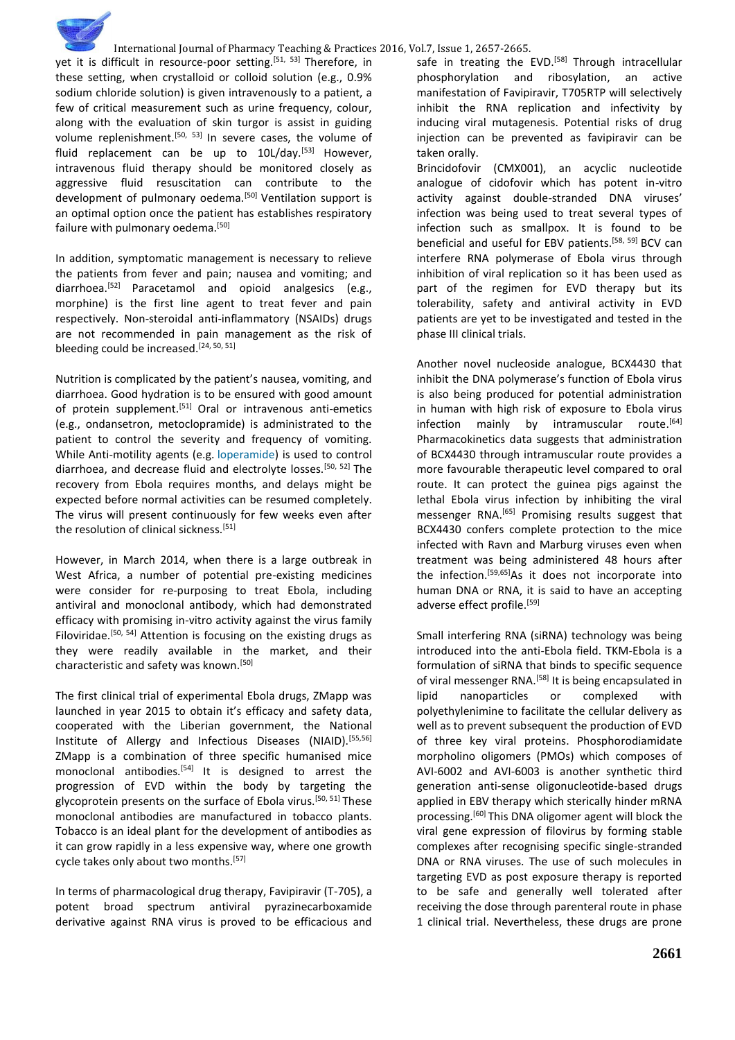yet it is difficult in resource-poor setting.[51, 53] Therefore, in these setting, when crystalloid or colloid solution (e.g., 0.9% sodium chloride solution) is given intravenously to a patient, a few of critical measurement such as urine frequency, colour, along with the evaluation of skin turgor is assist in guiding volume replenishment.[50, 53] In severe cases, the volume of fluid replacement can be up to 10L/day.[53] However, intravenous fluid therapy should be monitored closely as aggressive fluid resuscitation can contribute to the development of pulmonary oedema.[50] Ventilation support is an optimal option once the patient has establishes respiratory failure with pulmonary oedema.[50]

In addition, symptomatic management is necessary to relieve the patients from fever and pain; nausea and vomiting; and diarrhoea.[52] Paracetamol and opioid analgesics (e.g., morphine) is the first line agent to treat fever and pain respectively. Non-steroidal anti-inflammatory (NSAIDs) drugs are not recommended in pain management as the risk of bleeding could be increased.[24, 50, 51]

Nutrition is complicated by the patient's nausea, vomiting, and diarrhoea. Good hydration is to be ensured with good amount of protein supplement.[51] Oral or intravenous anti-emetics (e.g., ondansetron, metoclopramide) is administrated to the patient to control the severity and frequency of vomiting. While Anti-motility agents (e.g. loperamide) is used to control diarrhoea, and decrease fluid and electrolyte losses.[50, 52] The recovery from Ebola requires months, and delays might be expected before normal activities can be resumed completely. The virus will present continuously for few weeks even after the resolution of clinical sickness.[51]

However, in March 2014, when there is a large outbreak in West Africa, a number of potential pre-existing medicines were consider for re-purposing to treat Ebola, including antiviral and monoclonal antibody, which had demonstrated efficacy with promising in-vitro activity against the virus family Filoviridae.[50, 54] Attention is focusing on the existing drugs as they were readily available in the market, and their characteristic and safety was known.[50]

The first clinical trial of experimental Ebola drugs, ZMapp was launched in year 2015 to obtain it's efficacy and safety data, cooperated with the Liberian government, the National Institute of Allergy and Infectious Diseases (NIAID).[55,56] ZMapp is a combination of three specific humanised mice monoclonal antibodies.[54] It is designed to arrest the progression of EVD within the body by targeting the glycoprotein presents on the surface of Ebola virus.[50, 51] These monoclonal antibodies are manufactured in tobacco plants. Tobacco is an ideal plant for the development of antibodies as it can grow rapidly in a less expensive way, where one growth cycle takes only about two months.[57]

In terms of pharmacological drug therapy, Favipiravir (T-705), a potent broad spectrum antiviral pyrazinecarboxamide derivative against RNA virus is proved to be efficacious and safe in treating the EVD.[58] Through intracellular phosphorylation and ribosylation, an active manifestation of Favipiravir, T705RTP will selectively inhibit the RNA replication and infectivity by inducing viral mutagenesis. Potential risks of drug injection can be prevented as favipiravir can be taken orally.

Brincidofovir (CMX001), an acyclic nucleotide analogue of cidofovir which has potent in-vitro activity against double-stranded DNA viruses' infection was being used to treat several types of infection such as smallpox. It is found to be beneficial and useful for EBV patients.[58, 59] BCV can interfere RNA polymerase of Ebola virus through inhibition of viral replication so it has been used as part of the regimen for EVD therapy but its tolerability, safety and antiviral activity in EVD patients are yet to be investigated and tested in the phase III clinical trials.

Another novel nucleoside analogue, BCX4430 that inhibit the DNA polymerase's function of Ebola virus is also being produced for potential administration in human with high risk of exposure to Ebola virus infection mainly by intramuscular route.[64] Pharmacokinetics data suggests that administration of BCX4430 through intramuscular route provides a more favourable therapeutic level compared to oral route. It can protect the guinea pigs against the lethal Ebola virus infection by inhibiting the viral messenger RNA.[65] Promising results suggest that BCX4430 confers complete protection to the mice infected with Ravn and Marburg viruses even when treatment was being administered 48 hours after the infection.[59,65]As it does not incorporate into human DNA or RNA, it is said to have an accepting adverse effect profile.[59]

Small interfering RNA (siRNA) technology was being introduced into the anti-Ebola field. TKM-Ebola is a formulation of siRNA that binds to specific sequence of viral messenger RNA.[58] It is being encapsulated in lipid nanoparticles or complexed with polyethylenimine to facilitate the cellular delivery as well as to prevent subsequent the production of EVD of three key viral proteins. Phosphorodiamidate morpholino oligomers (PMOs) which composes of AVI-6002 and AVI-6003 is another synthetic third generation anti-sense oligonucleotide-based drugs applied in EBV therapy which sterically hinder mRNA processing.[60] This DNA oligomer agent will block the viral gene expression of filovirus by forming stable complexes after recognising specific single-stranded DNA or RNA viruses. The use of such molecules in targeting EVD as post exposure therapy is reported to be safe and generally well tolerated after receiving the dose through parenteral route in phase 1 clinical trial. Nevertheless, these drugs are prone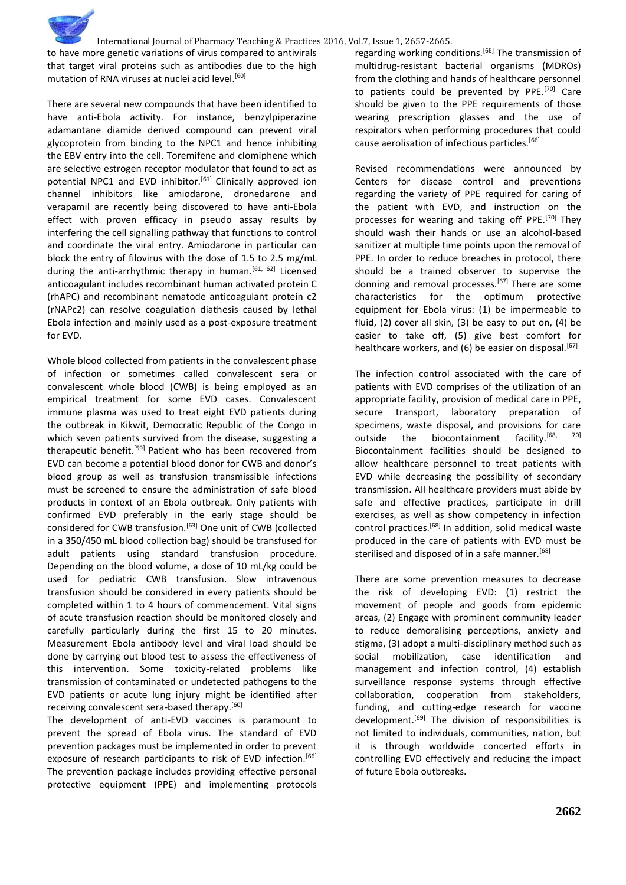to have more genetic variations of virus compared to antivirals that target viral proteins such as antibodies due to the high mutation of RNA viruses at nuclei acid level.[60]

There are several new compounds that have been identified to have anti-Ebola activity. For instance, benzylpiperazine adamantane diamide derived compound can prevent viral glycoprotein from binding to the NPC1 and hence inhibiting the EBV entry into the cell. Toremifene and clomiphene which are selective estrogen receptor modulator that found to act as potential NPC1 and EVD inhibitor.[61] Clinically approved ion channel inhibitors like amiodarone, dronedarone and verapamil are recently being discovered to have anti-Ebola effect with proven efficacy in pseudo assay results by interfering the cell signalling pathway that functions to control and coordinate the viral entry. Amiodarone in particular can block the entry of filovirus with the dose of 1.5 to 2.5 mg/mL during the anti-arrhythmic therapy in human.[61, 62] Licensed anticoagulant includes recombinant human activated protein C (rhAPC) and recombinant nematode anticoagulant protein c2 (rNAPc2) can resolve coagulation diathesis caused by lethal Ebola infection and mainly used as a post-exposure treatment for EVD.

Whole blood collected from patients in the convalescent phase of infection or sometimes called convalescent sera or convalescent whole blood (CWB) is being employed as an empirical treatment for some EVD cases. Convalescent immune plasma was used to treat eight EVD patients during the outbreak in Kikwit, Democratic Republic of the Congo in which seven patients survived from the disease, suggesting a therapeutic benefit.[59] Patient who has been recovered from EVD can become a potential blood donor for CWB and donor's blood group as well as transfusion transmissible infections must be screened to ensure the administration of safe blood products in context of an Ebola outbreak. Only patients with confirmed EVD preferably in the early stage should be considered for CWB transfusion.[63] One unit of CWB (collected in a 350/450 mL blood collection bag) should be transfused for adult patients using standard transfusion procedure. Depending on the blood volume, a dose of 10 mL/kg could be used for pediatric CWB transfusion. Slow intravenous transfusion should be considered in every patients should be completed within 1 to 4 hours of commencement. Vital signs of acute transfusion reaction should be monitored closely and carefully particularly during the first 15 to 20 minutes. Measurement Ebola antibody level and viral load should be done by carrying out blood test to assess the effectiveness of this intervention. Some toxicity-related problems like transmission of contaminated or undetected pathogens to the EVD patients or acute lung injury might be identified after receiving convalescent sera-based therapy.[60]

The development of anti-EVD vaccines is paramount to prevent the spread of Ebola virus. The standard of EVD prevention packages must be implemented in order to prevent exposure of research participants to risk of EVD infection.[66] The prevention package includes providing effective personal protective equipment (PPE) and implementing protocols regarding working conditions.[66] The transmission of multidrug-resistant bacterial organisms (MDROs) from the clothing and hands of healthcare personnel to patients could be prevented by PPE.[70] Care should be given to the PPE requirements of those wearing prescription glasses and the use of respirators when performing procedures that could cause aerolisation of infectious particles.[66]

Revised recommendations were announced by Centers for disease control and preventions regarding the variety of PPE required for caring of the patient with EVD, and instruction on the processes for wearing and taking off PPE.[70] They should wash their hands or use an alcohol-based sanitizer at multiple time points upon the removal of PPE. In order to reduce breaches in protocol, there should be a trained observer to supervise the donning and removal processes.[67] There are some characteristics for the optimum protective equipment for Ebola virus: (1) be impermeable to fluid, (2) cover all skin, (3) be easy to put on, (4) be easier to take off, (5) give best comfort for healthcare workers, and (6) be easier on disposal.[67]

The infection control associated with the care of patients with EVD comprises of the utilization of an appropriate facility, provision of medical care in PPE, secure transport, laboratory preparation of specimens, waste disposal, and provisions for care outside the biocontainment facility.[68, 70] Biocontainment facilities should be designed to allow healthcare personnel to treat patients with EVD while decreasing the possibility of secondary transmission. All healthcare providers must abide by safe and effective practices, participate in drill exercises, as well as show competency in infection control practices.[68] In addition, solid medical waste produced in the care of patients with EVD must be sterilised and disposed of in a safe manner.[68]

There are some prevention measures to decrease the risk of developing EVD: (1) restrict the movement of people and goods from epidemic areas, (2) Engage with prominent community leader to reduce demoralising perceptions, anxiety and stigma, (3) adopt a multi-disciplinary method such as social mobilization, case identification and management and infection control, (4) establish surveillance response systems through effective collaboration, cooperation from stakeholders, funding, and cutting-edge research for vaccine development.[69] The division of responsibilities is not limited to individuals, communities, nation, but it is through worldwide concerted efforts in controlling EVD effectively and reducing the impact of future Ebola outbreaks.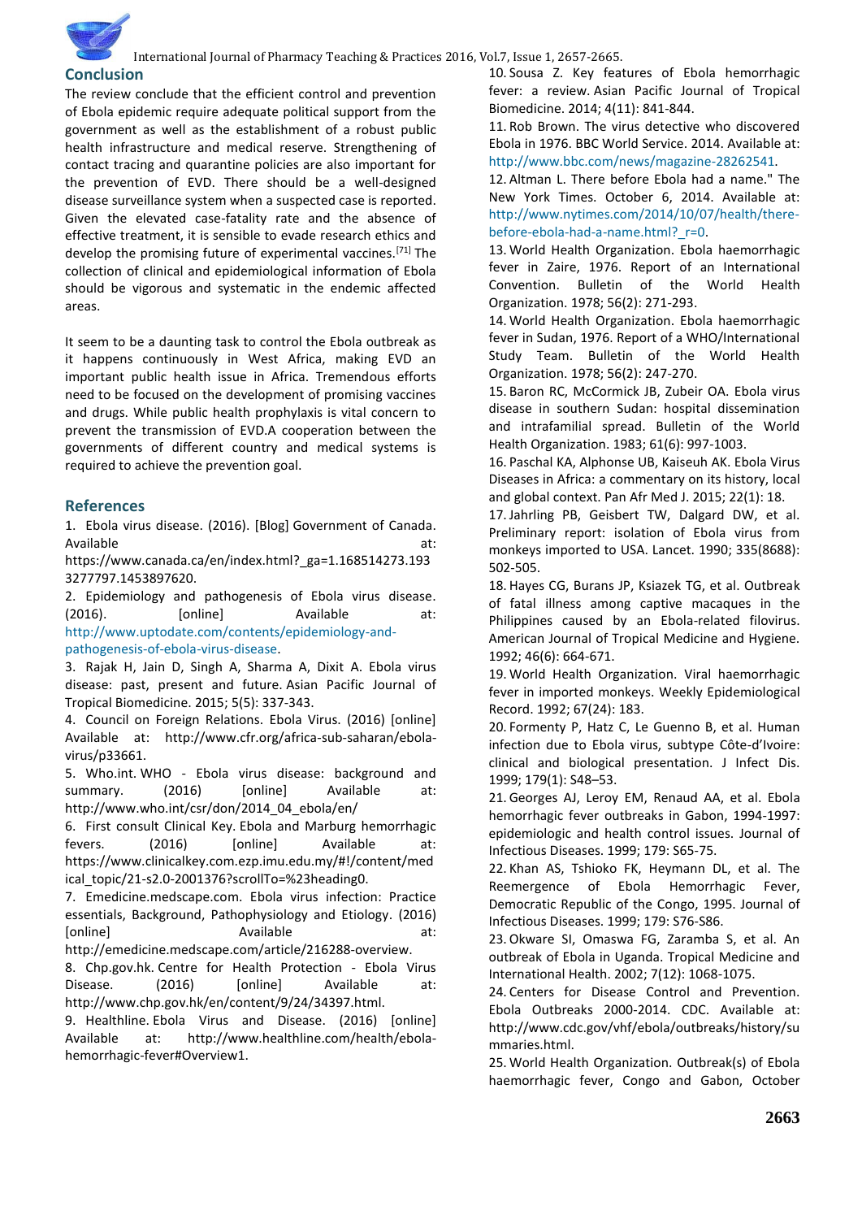## Conclusion

The review conclude that the efficient control and prevention of Ebola epidemic require adequate political support from the government as well as the establishment of a robust public health infrastructure and medical reserve. Strengthening of contact tracing and quarantine policies are also important for the prevention of EVD. There should be a well-designed disease surveillance system when a suspected case is reported. Given the elevated case-fatality rate and the absence of effective treatment, it is sensible to evade research ethics and develop the promising future of experimental vaccines.[71] The collection of clinical and epidemiological information of Ebola should be vigorous and systematic in the endemic affected areas.

It seem to be a daunting task to control the Ebola outbreak as it happens continuously in West Africa, making EVD an important public health issue in Africa. Tremendous efforts need to be focused on the development of promising vaccines and drugs. While public health prophylaxis is vital concern to prevent the transmission of EVD.A cooperation between the governments of different country and medical systems is required to achieve the prevention goal.

## References

1. Ebola virus disease. (2016). [Blog] Government of Canada. Available at: https://www.canada.ca/en/index.html?_ga=1.168514273.1933277797.1453897620.
2. Epidemiology and pathogenesis of Ebola virus disease. (2016). [online] Available at: http://www.uptodate.com/contents/epidemiology-and-pathogenesis-of-ebola-virus-disease.
3. Rajak H, Jain D, Singh A, Sharma A, Dixit A. Ebola virus disease: past, present and future. Asian Pacific Journal of Tropical Biomedicine. 2015; 5(5): 337-343.
4. Council on Foreign Relations. Ebola Virus. (2016) [online] Available at: http://www.cfr.org/africa-sub-saharan/ebola-virus/p33661.
5. Who.int. WHO - Ebola virus disease: background and summary. (2016) [online] Available at: http://www.who.int/csr/don/2014_04_ebola/en/
6. First consult Clinical Key. Ebola and Marburg hemorrhagic fevers. (2016) [online] Available at: https://www.clinicalkey.com.ezp.imu.edu.my/#!/content/medical_topic/21-s2.0-2001376?scrollTo=%23heading0.
7. Emedicine.medscape.com. Ebola virus infection: Practice essentials, Background, Pathophysiology and Etiology. (2016) [online] Available at: http://emedicine.medscape.com/article/216288-overview.
8. Chp.gov.hk. Centre for Health Protection - Ebola Virus Disease. (2016) [online] Available at: http://www.chp.gov.hk/en/content/9/24/34397.html.
9. Healthline. Ebola Virus and Disease. (2016) [online] Available at: http://www.healthline.com/health/ebola-hemorrhagic-fever#Overview1.
10. Sousa Z. Key features of Ebola hemorrhagic fever: a review. Asian Pacific Journal of Tropical Biomedicine. 2014; 4(11): 841-844.
11. Rob Brown. The virus detective who discovered Ebola in 1976. BBC World Service. 2014. Available at: http://www.bbc.com/news/magazine-28262541.
12. Altman L. There before Ebola had a name." The New York Times. October 6, 2014. Available at: http://www.nytimes.com/2014/10/07/health/there-before-ebola-had-a-name.html?_r=0.
13. World Health Organization. Ebola haemorrhagic fever in Zaire, 1976. Report of an International Convention. Bulletin of the World Health Organization. 1978; 56(2): 271-293.
14. World Health Organization. Ebola haemorrhagic fever in Sudan, 1976. Report of a WHO/International Study Team. Bulletin of the World Health Organization. 1978; 56(2): 247-270.
15. Baron RC, McCormick JB, Zubeir OA. Ebola virus disease in southern Sudan: hospital dissemination and intrafamilial spread. Bulletin of the World Health Organization. 1983; 61(6): 997-1003.
16. Paschal KA, Alphonse UB, Kaiseuh AK. Ebola Virus Diseases in Africa: a commentary on its history, local and global context. Pan Afr Med J. 2015; 22(1): 18.
17. Jahrling PB, Geisbert TW, Dalgard DW, et al. Preliminary report: isolation of Ebola virus from monkeys imported to USA. Lancet. 1990; 335(8688): 502-505.
18. Hayes CG, Burans JP, Ksiazek TG, et al. Outbreak of fatal illness among captive macaques in the Philippines caused by an Ebola-related filovirus. American Journal of Tropical Medicine and Hygiene. 1992; 46(6): 664-671.
19. World Health Organization. Viral haemorrhagic fever in imported monkeys. Weekly Epidemiological Record. 1992; 67(24): 183.
20. Formenty P, Hatz C, Le Guenno B, et al. Human infection due to Ebola virus, subtype Côte-d'Ivoire: clinical and biological presentation. J Infect Dis. 1999; 179(1): S48–53.
21. Georges AJ, Leroy EM, Renaud AA, et al. Ebola hemorrhagic fever outbreaks in Gabon, 1994-1997: epidemiologic and health control issues. Journal of Infectious Diseases. 1999; 179: S65-75.
22. Khan AS, Tshioko FK, Heymann DL, et al. The Reemergence of Ebola Hemorrhagic Fever, Democratic Republic of the Congo, 1995. Journal of Infectious Diseases. 1999; 179: S76-S86.
23. Okware SI, Omaswa FG, Zaramba S, et al. An outbreak of Ebola in Uganda. Tropical Medicine and International Health. 2002; 7(12): 1068-1075.
24. Centers for Disease Control and Prevention. Ebola Outbreaks 2000-2014. CDC. Available at: http://www.cdc.gov/vhf/ebola/outbreaks/history/summaries.html.
25. World Health Organization. Outbreak(s) of Ebola haemorrhagic fever, Congo and Gabon, October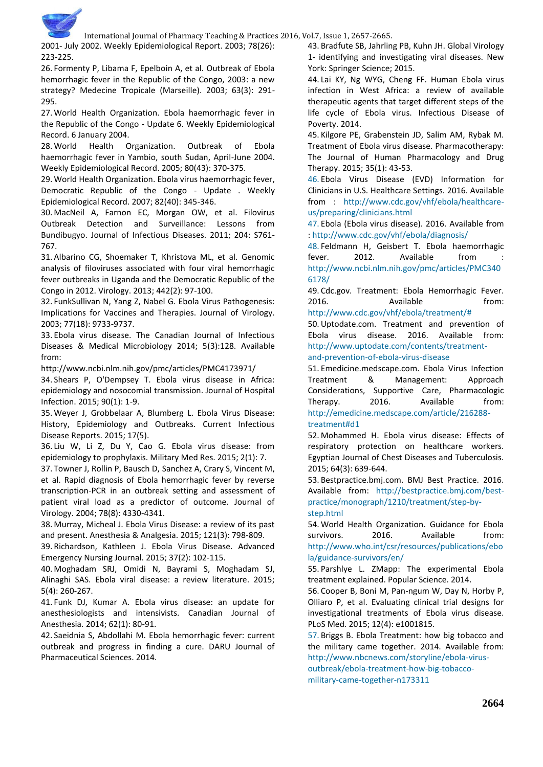2001- July 2002. Weekly Epidemiological Report. 2003; 78(26): 223-225.

26. Formenty P, Libama F, Epelboin A, et al. Outbreak of Ebola hemorrhagic fever in the Republic of the Congo, 2003: a new strategy? Medecine Tropicale (Marseille). 2003; 63(3): 291-295.

27. World Health Organization. Ebola haemorrhagic fever in the Republic of the Congo - Update 6. Weekly Epidemiological Record. 6 January 2004.

28. World Health Organization. Outbreak of Ebola haemorrhagic fever in Yambio, south Sudan, April-June 2004. Weekly Epidemiological Record. 2005; 80(43): 370-375.

29. World Health Organization. Ebola virus haemorrhagic fever, Democratic Republic of the Congo - Update . Weekly Epidemiological Record. 2007; 82(40): 345-346.

30. MacNeil A, Farnon EC, Morgan OW, et al. Filovirus Outbreak Detection and Surveillance: Lessons from Bundibugyo. Journal of Infectious Diseases. 2011; 204: S761-767.

31. Albarino CG, Shoemaker T, Khristova ML, et al. Genomic analysis of filoviruses associated with four viral hemorrhagic fever outbreaks in Uganda and the Democratic Republic of the Congo in 2012. Virology. 2013; 442(2): 97-100.

32. FunkSullivan N, Yang Z, Nabel G. Ebola Virus Pathogenesis: Implications for Vaccines and Therapies. Journal of Virology. 2003; 77(18): 9733-9737.

33. Ebola virus disease. The Canadian Journal of Infectious Diseases & Medical Microbiology 2014; 5(3):128. Available from: http://www.ncbi.nlm.nih.gov/pmc/articles/PMC4173971/

34. Shears P, O'Dempsey T. Ebola virus disease in Africa: epidemiology and nosocomial transmission. Journal of Hospital Infection. 2015; 90(1): 1-9.

35. Weyer J, Grobbelaar A, Blumberg L. Ebola Virus Disease: History, Epidemiology and Outbreaks. Current Infectious Disease Reports. 2015; 17(5).

36. Liu W, Li Z, Du Y, Cao G. Ebola virus disease: from epidemiology to prophylaxis. Military Med Res. 2015; 2(1): 7.

37. Towner J, Rollin P, Bausch D, Sanchez A, Crary S, Vincent M, et al. Rapid diagnosis of Ebola hemorrhagic fever by reverse transcription-PCR in an outbreak setting and assessment of patient viral load as a predictor of outcome. Journal of Virology. 2004; 78(8): 4330-4341.

38. Murray, Micheal J. Ebola Virus Disease: a review of its past and present. Anesthesia & Analgesia. 2015; 121(3): 798-809.

39. Richardson, Kathleen J. Ebola Virus Disease. Advanced Emergency Nursing Journal. 2015; 37(2): 102-115.

40. Moghadam SRJ, Omidi N, Bayrami S, Moghadam SJ, Alinaghi SAS. Ebola viral disease: a review literature. 2015; 5(4): 260-267.

41. Funk DJ, Kumar A. Ebola virus disease: an update for anesthesiologists and intensivists. Canadian Journal of Anesthesia. 2014; 62(1): 80-91.

42. Saeidnia S, Abdollahi M. Ebola hemorrhagic fever: current outbreak and progress in finding a cure. DARU Journal of Pharmaceutical Sciences. 2014.

43. Bradfute SB, Jahrling PB, Kuhn JH. Global Virology 1- identifying and investigating viral diseases. New York: Springer Science; 2015.

44. Lai KY, Ng WYG, Cheng FF. Human Ebola virus infection in West Africa: a review of available therapeutic agents that target different steps of the life cycle of Ebola virus. Infectious Disease of Poverty. 2014.

45. Kilgore PE, Grabenstein JD, Salim AM, Rybak M. Treatment of Ebola virus disease. Pharmacotherapy: The Journal of Human Pharmacology and Drug Therapy. 2015; 35(1): 43-53.

46. Ebola Virus Disease (EVD) Information for Clinicians in U.S. Healthcare Settings. 2016. Available from : http://www.cdc.gov/vhf/ebola/healthcare-us/preparing/clinicians.html

47. Ebola (Ebola virus disease). 2016. Available from : http://www.cdc.gov/vhf/ebola/diagnosis/

48. Feldmann H, Geisbert T. Ebola haemorrhagic fever. 2012. Available from : http://www.ncbi.nlm.nih.gov/pmc/articles/PMC3406178/

49. Cdc.gov. Treatment: Ebola Hemorrhagic Fever. 2016. Available from: http://www.cdc.gov/vhf/ebola/treatment/#

50. Uptodate.com. Treatment and prevention of Ebola virus disease. 2016. Available from: http://www.uptodate.com/contents/treatment-and-prevention-of-ebola-virus-disease

51. Emedicine.medscape.com. Ebola Virus Infection Treatment & Management: Approach Considerations, Supportive Care, Pharmacologic Therapy. 2016. Available from: http://emedicine.medscape.com/article/216288-treatment#d1

52. Mohammed H. Ebola virus disease: Effects of respiratory protection on healthcare workers. Egyptian Journal of Chest Diseases and Tuberculosis. 2015; 64(3): 639-644.

53. Bestpractice.bmj.com. BMJ Best Practice. 2016. Available from: http://bestpractice.bmj.com/best-practice/monograph/1210/treatment/step-by-step.html

54. World Health Organization. Guidance for Ebola survivors. 2016. Available from: http://www.who.int/csr/resources/publications/ebola/guidance-survivors/en/

55. Parshlye L. ZMapp: The experimental Ebola treatment explained. Popular Science. 2014.

56. Cooper B, Boni M, Pan-ngum W, Day N, Horby P, Olliaro P, et al. Evaluating clinical trial designs for investigational treatments of Ebola virus disease. PLoS Med. 2015; 12(4): e1001815.

57. Briggs B. Ebola Treatment: how big tobacco and the military came together. 2014. Available from: http://www.nbcnews.com/storyline/ebola-virus-outbreak/ebola-treatment-how-big-tobacco-military-came-together-n173311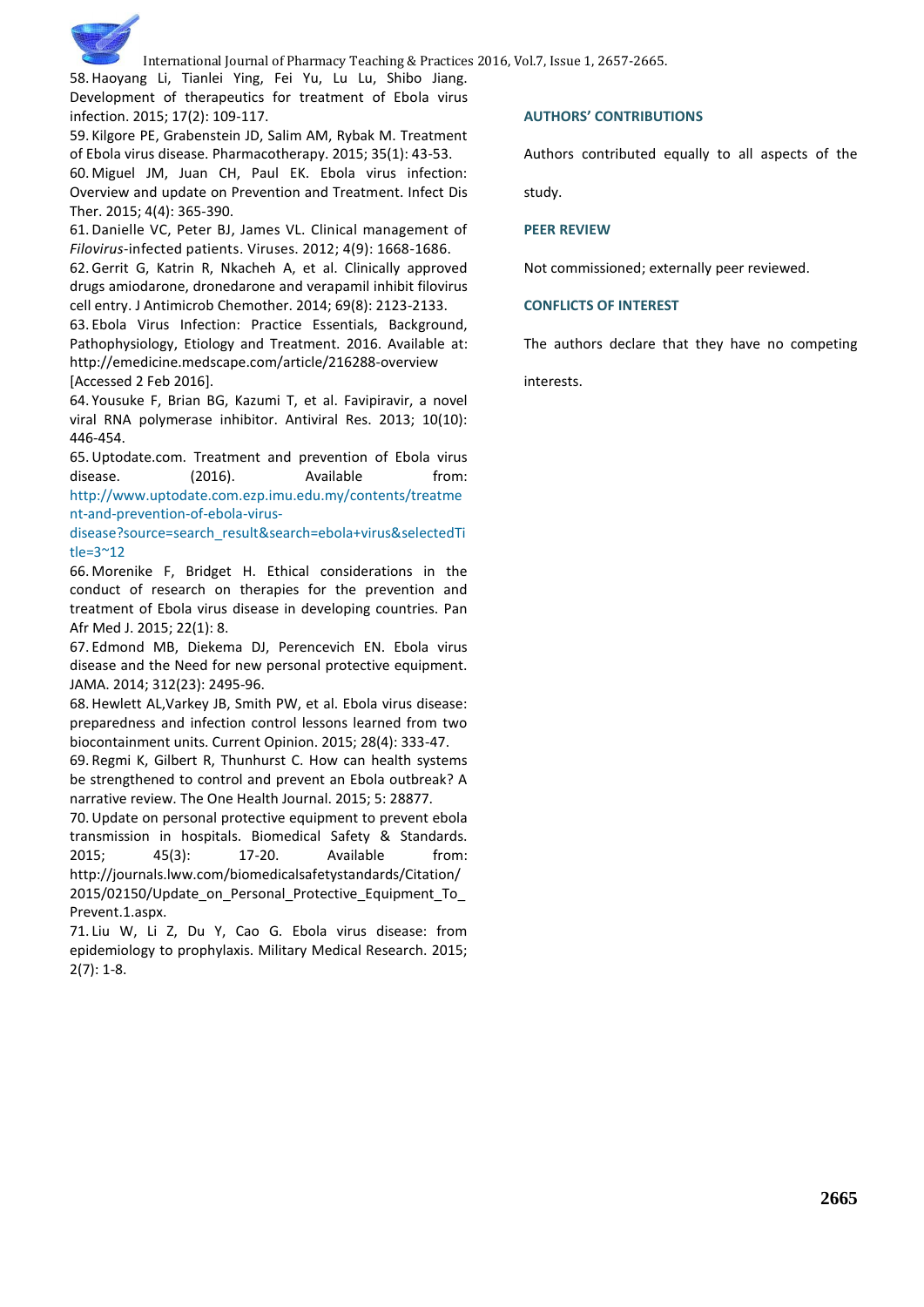58. Haoyang Li, Tianlei Ying, Fei Yu, Lu Lu, Shibo Jiang. Development of therapeutics for treatment of Ebola virus infection. 2015; 17(2): 109-117.
59. Kilgore PE, Grabenstein JD, Salim AM, Rybak M. Treatment of Ebola virus disease. Pharmacotherapy. 2015; 35(1): 43-53.
60. Miguel JM, Juan CH, Paul EK. Ebola virus infection: Overview and update on Prevention and Treatment. Infect Dis Ther. 2015; 4(4): 365-390.
61. Danielle VC, Peter BJ, James VL. Clinical management of *Filovirus*-infected patients. Viruses. 2012; 4(9): 1668-1686.
62. Gerrit G, Katrin R, Nkacheh A, et al. Clinically approved drugs amiodarone, dronedarone and verapamil inhibit filovirus cell entry. J Antimicrob Chemother. 2014; 69(8): 2123-2133.
63. Ebola Virus Infection: Practice Essentials, Background, Pathophysiology, Etiology and Treatment. 2016. Available at: http://emedicine.medscape.com/article/216288-overview [Accessed 2 Feb 2016].
64. Yousuke F, Brian BG, Kazumi T, et al. Favipiravir, a novel viral RNA polymerase inhibitor. Antiviral Res. 2013; 10(10): 446-454.
65. Uptodate.com. Treatment and prevention of Ebola virus disease. (2016). Available from: http://www.uptodate.com.ezp.imu.edu.my/contents/treatment-and-prevention-of-ebola-virus-disease?source=search_result&search=ebola+virus&selectedTitle=3~12
66. Morenike F, Bridget H. Ethical considerations in the conduct of research on therapies for the prevention and treatment of Ebola virus disease in developing countries. Pan Afr Med J. 2015; 22(1): 8.
67. Edmond MB, Diekema DJ, Perencevich EN. Ebola virus disease and the Need for new personal protective equipment. JAMA. 2014; 312(23): 2495-96.
68. Hewlett AL,Varkey JB, Smith PW, et al. Ebola virus disease: preparedness and infection control lessons learned from two biocontainment units. Current Opinion. 2015; 28(4): 333-47.
69. Regmi K, Gilbert R, Thunhurst C. How can health systems be strengthened to control and prevent an Ebola outbreak? A narrative review. The One Health Journal. 2015; 5: 28877.
70. Update on personal protective equipment to prevent ebola transmission in hospitals. Biomedical Safety & Standards. 2015; 45(3): 17-20. Available from: http://journals.lww.com/biomedicalsafetystandards/Citation/2015/02150/Update_on_Personal_Protective_Equipment_To_Prevent.1.aspx.
71. Liu W, Li Z, Du Y, Cao G. Ebola virus disease: from epidemiology to prophylaxis. Military Medical Research. 2015; 2(7): 1-8.

## AUTHORS' CONTRIBUTIONS

Authors contributed equally to all aspects of the study.

## PEER REVIEW

Not commissioned; externally peer reviewed.

## CONFLICTS OF INTEREST

The authors declare that they have no competing interests.